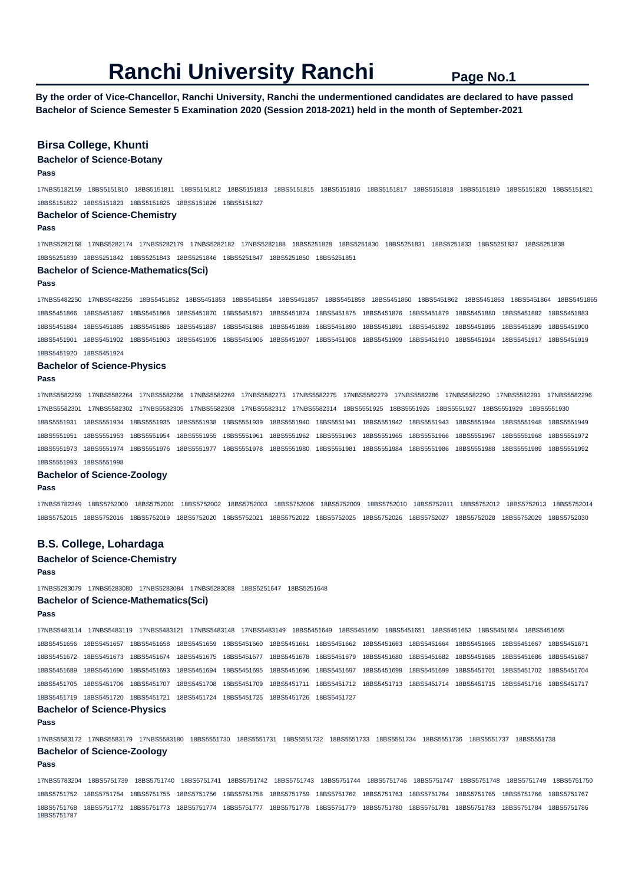# Ranchi University Ranchi

**By the order of Vice-Chancellor, Ranchi University, Ranchi the undermentioned candidates are declared to have passed Bachelor of Science Semester 5 Examination 2020 (Session 2018-2021) held in the month of September-2021**

## Birsa College, Khunti

### Bachelor of Science-Botany

**Pass**

17NBS5182159 18BS5151810 18BS5151811 18BS5151812 18BS5151813 18BS5151815 18BS5151816 18BS5151817 18BS5151818 18BS5151819 18BS5151820 18BS5151821 18BS5151822 18BS5151823 18BS5151825 18BS5151826 18BS5151827

### Bachelor of Science-Chemistry

**Pass**

17NBS5282168 17NBS5282174 17NBS5282179 17NBS5282182 17NBS5282188 18BS5251828 18BS5251830 18BS5251831 18BS5251833 18BS5251837 18BS5251838 18BS5251839 18BS5251842 18BS5251843 18BS5251846 18BS5251847 18BS5251850 18BS5251851

### Bachelor of Science-Mathematics(Sci)

**Pass**

17NBS5482250 17NBS5482256 18BS5451852 18BS5451853 18BS5451854 18BS5451857 18BS5451858 18BS5451860 18BS5451862 18BS5451863 18BS5451864 18BS5451865 18BS5451866 18BS5451867 18BS5451868 18BS5451870 18BS5451871 18BS5451874 18BS5451875 18BS5451876 18BS5451879 18BS5451880 18BS5451882 18BS5451883 18BS5451884 18BS5451885 18BS5451886 18BS5451887 18BS5451888 18BS5451889 18BS5451890 18BS5451891 18BS5451892 18BS5451895 18BS5451899 18BS5451900 18BS5451901 18BS5451902 18BS5451903 18BS5451905 18BS5451906 18BS5451907 18BS5451908 18BS5451909 18BS5451910 18BS5451914 18BS5451917 18BS5451919 18BS5451920 18BS5451924

### Bachelor of Science-Physics

**Pass**

17NBS5582259 17NBS5582264 17NBS5582266 17NBS5582269 17NBS5582273 17NBS5582275 17NBS5582279 17NBS5582286 17NBS5582290 17NBS5582291 17NBS5582296 17NBS5582301 17NBS5582302 17NBS5582305 17NBS5582308 17NBS5582312 17NBS5582314 18BS5551925 18BS5551926 18BS5551927 18BS5551929 18BS5551930 18BS5551931 18BS5551934 18BS5551935 18BS5551938 18BS5551939 18BS5551940 18BS5551941 18BS5551942 18BS5551943 18BS5551944 18BS5551948 18BS5551949 18BS5551951 18BS5551953 18BS5551954 18BS5551955 18BS5551961 18BS5551962 18BS5551963 18BS5551965 18BS5551966 18BS5551967 18BS5551968 18BS5551972 18BS5551973 18BS5551974 18BS5551976 18BS5551977 18BS5551978 18BS5551980 18BS5551981 18BS5551984 18BS5551986 18BS5551988 18BS5551989 18BS5551992 18BS5551993 18BS5551998

### Bachelor of Science-Zoology

**Pass**

17NBS5782349 18BS5752000 18BS5752001 18BS5752002 18BS5752003 18BS5752006 18BS5752009 18BS5752010 18BS5752011 18BS5752012 18BS5752013 18BS5752014 18BS5752015 18BS5752016 18BS5752019 18BS5752020 18BS5752021 18BS5752022 18BS5752025 18BS5752026 18BS5752027 18BS5752028 18BS5752029 18BS5752030

## B.S. College, Lohardaga

### Bachelor of Science-Chemistry

**Pass**

17NBS5283079 17NBS5283080 17NBS5283084 17NBS5283088 18BS5251647 18BS5251648

### Bachelor of Science-Mathematics(Sci)

**Pass**

17NBS5483114 17NBS5483119 17NBS5483121 17NBS5483148 17NBS5483149 18BS5451649 18BS5451650 18BS5451651 18BS5451653 18BS5451654 18BS5451655 18BS5451656 18BS5451657 18BS5451658 18BS5451659 18BS5451660 18BS5451661 18BS5451662 18BS5451663 18BS5451664 18BS5451665 18BS5451667 18BS5451671 18BS5451672 18BS5451673 18BS5451674 18BS5451675 18BS5451677 18BS5451678 18BS5451679 18BS5451680 18BS5451682 18BS5451685 18BS5451686 18BS5451687 18BS5451689 18BS5451690 18BS5451693 18BS5451694 18BS5451695 18BS5451696 18BS5451697 18BS5451698 18BS5451699 18BS5451701 18BS5451702 18BS5451704 18BS5451705 18BS5451706 18BS5451707 18BS5451708 18BS5451709 18BS5451711 18BS5451712 18BS5451713 18BS5451714 18BS5451715 18BS5451716 18BS5451717 18BS5451719 18BS5451720 18BS5451721 18BS5451724 18BS5451725 18BS5451726 18BS5451727

### Bachelor of Science-Physics

**Pass**

17NBS5583172 17NBS5583179 17NBS5583180 18BS5551730 18BS5551731 18BS5551732 18BS5551733 18BS5551734 18BS5551736 18BS5551737 18BS5551738

### Bachelor of Science-Zoology

**Pass**

17NBS5783204 18BS5751739 18BS5751740 18BS5751741 18BS5751742 18BS5751743 18BS5751744 18BS5751746 18BS5751747 18BS5751748 18BS5751749 18BS5751750 18BS5751752 18BS5751754 18BS5751755 18BS5751756 18BS5751758 18BS5751759 18BS5751762 18BS5751763 18BS5751764 18BS5751765 18BS5751766 18BS5751767 18BS5751768 18BS5751772 18BS5751773 18BS5751774 18BS5751777 18BS5751778 18BS5751779 18BS5751780 18BS5751781 18BS5751783 18BS5751784 18BS5751786 18BS5751787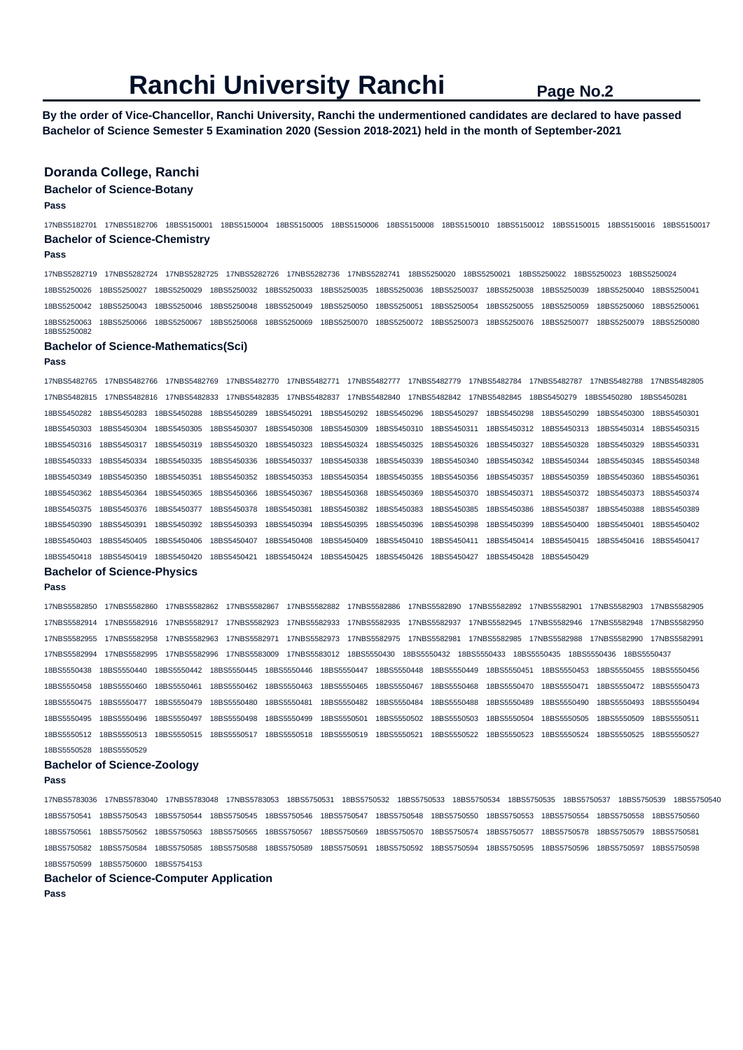# Ranchi University Ranchi

**By the order of Vice-Chancellor, Ranchi University, Ranchi the undermentioned candidates are declared to have passed Bachelor of Science Semester 5 Examination 2020 (Session 2018-2021) held in the month of September-2021**

## Doranda College, Ranchi

### Bachelor of Science-Botany

**Pass**

17NBS5182701 17NBS5182706 18BS5150001 18BS5150004 18BS5150005 18BS5150006 18BS5150008 18BS5150010 18BS5150012 18BS5150015 18BS5150016 18BS5150017

### Bachelor of Science-Chemistry

**Pass**

17NBS5282719 17NBS5282724 17NBS5282725 17NBS5282726 17NBS5282736 17NBS5282741 18BS5250020 18BS5250021 18BS5250022 18BS5250023 18BS5250024
18BS5250026 18BS5250027 18BS5250029 18BS5250032 18BS5250033 18BS5250035 18BS5250036 18BS5250037 18BS5250038 18BS5250039 18BS5250040 18BS5250041
18BS5250042 18BS5250043 18BS5250046 18BS5250048 18BS5250049 18BS5250050 18BS5250051 18BS5250054 18BS5250055 18BS5250059 18BS5250060 18BS5250061
18BS5250063 18BS5250066 18BS5250067 18BS5250068 18BS5250069 18BS5250070 18BS5250072 18BS5250073 18BS5250076 18BS5250077 18BS5250079 18BS5250080
18BS5250082

### Bachelor of Science-Mathematics(Sci)

**Pass**

17NBS5482765 17NBS5482766 17NBS5482769 17NBS5482770 17NBS5482771 17NBS5482777 17NBS5482779 17NBS5482784 17NBS5482787 17NBS5482788 17NBS5482805
17NBS5482815 17NBS5482816 17NBS5482833 17NBS5482835 17NBS5482837 17NBS5482840 17NBS5482842 17NBS5482845 18BS5450279 18BS5450280 18BS5450281
18BS5450282 18BS5450283 18BS5450288 18BS5450289 18BS5450291 18BS5450292 18BS5450296 18BS5450297 18BS5450298 18BS5450299 18BS5450300 18BS5450301
18BS5450303 18BS5450304 18BS5450305 18BS5450307 18BS5450308 18BS5450309 18BS5450310 18BS5450311 18BS5450312 18BS5450313 18BS5450314 18BS5450315
18BS5450316 18BS5450317 18BS5450319 18BS5450320 18BS5450323 18BS5450324 18BS5450325 18BS5450326 18BS5450327 18BS5450328 18BS5450329 18BS5450331
18BS5450333 18BS5450334 18BS5450335 18BS5450336 18BS5450337 18BS5450338 18BS5450339 18BS5450340 18BS5450342 18BS5450344 18BS5450345 18BS5450348
18BS5450349 18BS5450350 18BS5450351 18BS5450352 18BS5450353 18BS5450354 18BS5450355 18BS5450356 18BS5450357 18BS5450359 18BS5450360 18BS5450361
18BS5450362 18BS5450364 18BS5450365 18BS5450366 18BS5450367 18BS5450368 18BS5450369 18BS5450370 18BS5450371 18BS5450372 18BS5450373 18BS5450374
18BS5450375 18BS5450376 18BS5450377 18BS5450378 18BS5450381 18BS5450382 18BS5450383 18BS5450385 18BS5450386 18BS5450387 18BS5450388 18BS5450389
18BS5450390 18BS5450391 18BS5450392 18BS5450393 18BS5450394 18BS5450395 18BS5450396 18BS5450398 18BS5450399 18BS5450400 18BS5450401 18BS5450402
18BS5450403 18BS5450405 18BS5450406 18BS5450407 18BS5450408 18BS5450409 18BS5450410 18BS5450411 18BS5450414 18BS5450415 18BS5450416 18BS5450417
18BS5450418 18BS5450419 18BS5450420 18BS5450421 18BS5450424 18BS5450425 18BS5450426 18BS5450427 18BS5450428 18BS5450429

### Bachelor of Science-Physics

**Pass**

17NBS5582850 17NBS5582860 17NBS5582862 17NBS5582867 17NBS5582882 17NBS5582886 17NBS5582890 17NBS5582892 17NBS5582901 17NBS5582903 17NBS5582905
17NBS5582914 17NBS5582916 17NBS5582917 17NBS5582923 17NBS5582933 17NBS5582935 17NBS5582937 17NBS5582945 17NBS5582946 17NBS5582948 17NBS5582950
17NBS5582955 17NBS5582958 17NBS5582963 17NBS5582971 17NBS5582973 17NBS5582975 17NBS5582981 17NBS5582985 17NBS5582988 17NBS5582990 17NBS5582991
17NBS5582994 17NBS5582995 17NBS5582996 17NBS5583009 17NBS5583012 18BS5550430 18BS5550432 18BS5550433 18BS5550435 18BS5550436 18BS5550437
18BS5550438 18BS5550440 18BS5550442 18BS5550445 18BS5550446 18BS5550447 18BS5550448 18BS5550449 18BS5550451 18BS5550453 18BS5550455 18BS5550456
18BS5550458 18BS5550460 18BS5550461 18BS5550462 18BS5550463 18BS5550465 18BS5550467 18BS5550468 18BS5550470 18BS5550471 18BS5550472 18BS5550473
18BS5550475 18BS5550477 18BS5550479 18BS5550480 18BS5550481 18BS5550482 18BS5550484 18BS5550488 18BS5550489 18BS5550490 18BS5550493 18BS5550494
18BS5550495 18BS5550496 18BS5550497 18BS5550498 18BS5550499 18BS5550501 18BS5550502 18BS5550503 18BS5550504 18BS5550505 18BS5550509 18BS5550511
18BS5550512 18BS5550513 18BS5550515 18BS5550517 18BS5550518 18BS5550519 18BS5550521 18BS5550522 18BS5550523 18BS5550524 18BS5550525 18BS5550527
18BS5550528 18BS5550529

### Bachelor of Science-Zoology

**Pass**

17NBS5783036 17NBS5783040 17NBS5783048 17NBS5783053 18BS5750531 18BS5750532 18BS5750533 18BS5750534 18BS5750535 18BS5750537 18BS5750539 18BS5750540
18BS5750541 18BS5750543 18BS5750544 18BS5750545 18BS5750546 18BS5750547 18BS5750548 18BS5750550 18BS5750553 18BS5750554 18BS5750558 18BS5750560
18BS5750561 18BS5750562 18BS5750563 18BS5750565 18BS5750567 18BS5750569 18BS5750570 18BS5750574 18BS5750577 18BS5750578 18BS5750579 18BS5750581
18BS5750582 18BS5750584 18BS5750585 18BS5750588 18BS5750589 18BS5750591 18BS5750592 18BS5750594 18BS5750595 18BS5750596 18BS5750597 18BS5750598
18BS5750599 18BS5750600 18BS5754153

### Bachelor of Science-Computer Application

**Pass**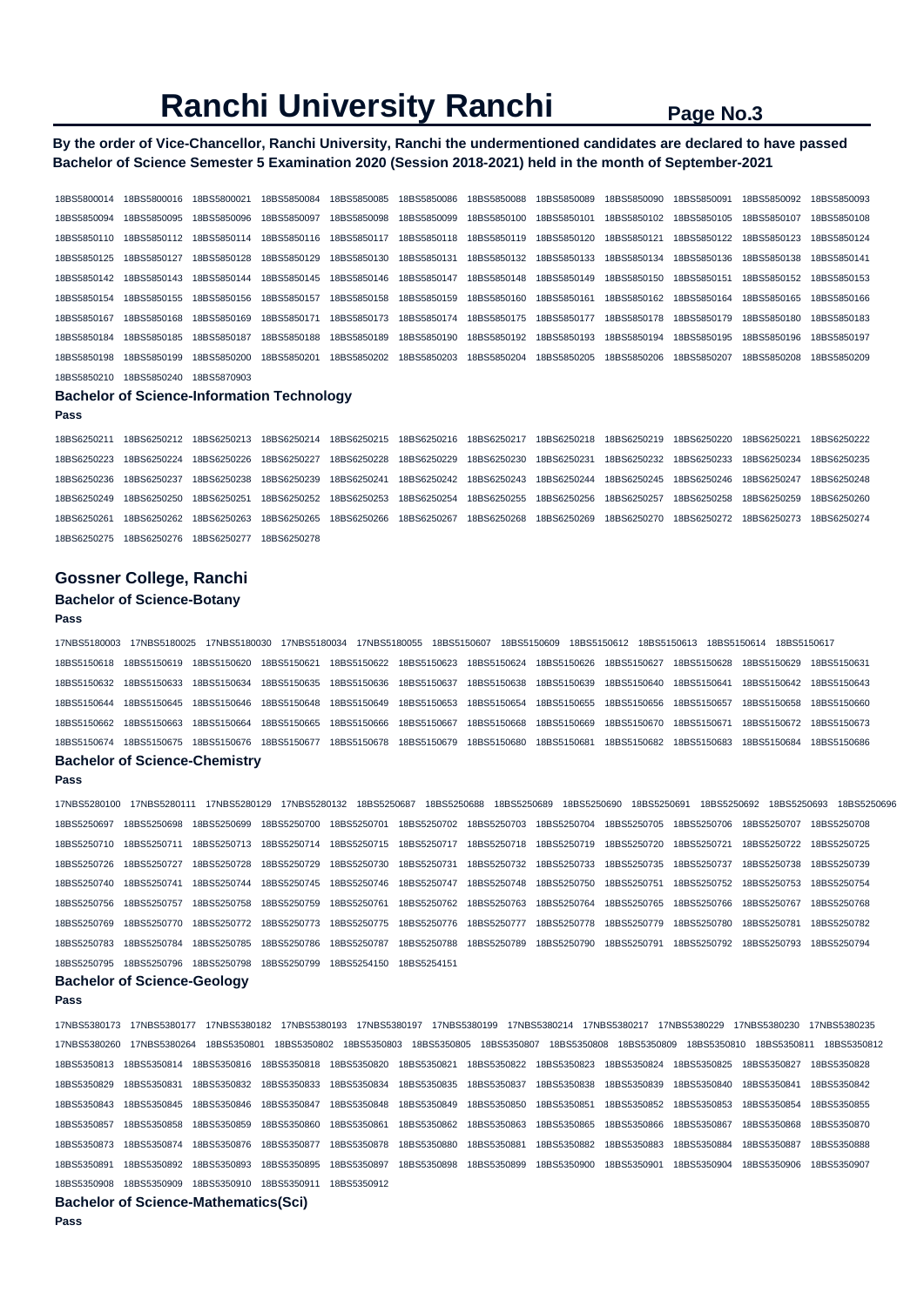# Ranchi University Ranchi

**By the order of Vice-Chancellor, Ranchi University, Ranchi the undermentioned candidates are declared to have passed Bachelor of Science Semester 5 Examination 2020 (Session 2018-2021) held in the month of September-2021**

18BS5800014 18BS5800016 18BS5800021 18BS5850084 18BS5850085 18BS5850086 18BS5850088 18BS5850089 18BS5850090 18BS5850091 18BS5850092 18BS5850093 18BS5850094 18BS5850095 18BS5850096 18BS5850097 18BS5850098 18BS5850099 18BS5850100 18BS5850101 18BS5850102 18BS5850105 18BS5850107 18BS5850108 18BS5850110 18BS5850112 18BS5850114 18BS5850116 18BS5850117 18BS5850118 18BS5850119 18BS5850120 18BS5850121 18BS5850122 18BS5850123 18BS5850124 18BS5850125 18BS5850127 18BS5850128 18BS5850129 18BS5850130 18BS5850131 18BS5850132 18BS5850133 18BS5850134 18BS5850136 18BS5850138 18BS5850141 18BS5850142 18BS5850143 18BS5850144 18BS5850145 18BS5850146 18BS5850147 18BS5850148 18BS5850149 18BS5850150 18BS5850151 18BS5850152 18BS5850153 18BS5850154 18BS5850155 18BS5850156 18BS5850157 18BS5850158 18BS5850159 18BS5850160 18BS5850161 18BS5850162 18BS5850164 18BS5850165 18BS5850166 18BS5850167 18BS5850168 18BS5850169 18BS5850171 18BS5850173 18BS5850174 18BS5850175 18BS5850177 18BS5850178 18BS5850179 18BS5850180 18BS5850183 18BS5850184 18BS5850185 18BS5850187 18BS5850188 18BS5850189 18BS5850190 18BS5850192 18BS5850193 18BS5850194 18BS5850195 18BS5850196 18BS5850197 18BS5850198 18BS5850199 18BS5850200 18BS5850201 18BS5850202 18BS5850203 18BS5850204 18BS5850205 18BS5850206 18BS5850207 18BS5850208 18BS5850209 18BS5850210 18BS5850240 18BS5870903

### Bachelor of Science-Information Technology

**Pass**

18BS6250211 18BS6250212 18BS6250213 18BS6250214 18BS6250215 18BS6250216 18BS6250217 18BS6250218 18BS6250219 18BS6250220 18BS6250221 18BS6250222 18BS6250223 18BS6250224 18BS6250226 18BS6250227 18BS6250228 18BS6250229 18BS6250230 18BS6250231 18BS6250232 18BS6250233 18BS6250234 18BS6250235 18BS6250236 18BS6250237 18BS6250238 18BS6250239 18BS6250241 18BS6250242 18BS6250243 18BS6250244 18BS6250245 18BS6250246 18BS6250247 18BS6250248 18BS6250249 18BS6250250 18BS6250251 18BS6250252 18BS6250253 18BS6250254 18BS6250255 18BS6250256 18BS6250257 18BS6250258 18BS6250259 18BS6250260 18BS6250261 18BS6250262 18BS6250263 18BS6250265 18BS6250266 18BS6250267 18BS6250268 18BS6250269 18BS6250270 18BS6250272 18BS6250273 18BS6250274 18BS6250275 18BS6250276 18BS6250277 18BS6250278

## Gossner College, Ranchi

### Bachelor of Science-Botany

**Pass**

17NBS5180003 17NBS5180025 17NBS5180030 17NBS5180034 17NBS5180055 18BS5150607 18BS5150609 18BS5150612 18BS5150613 18BS5150614 18BS5150617 18BS5150618 18BS5150619 18BS5150620 18BS5150621 18BS5150622 18BS5150623 18BS5150624 18BS5150626 18BS5150627 18BS5150628 18BS5150629 18BS5150631 18BS5150632 18BS5150633 18BS5150634 18BS5150635 18BS5150636 18BS5150637 18BS5150638 18BS5150639 18BS5150640 18BS5150641 18BS5150642 18BS5150643 18BS5150644 18BS5150645 18BS5150646 18BS5150648 18BS5150649 18BS5150653 18BS5150654 18BS5150655 18BS5150656 18BS5150657 18BS5150658 18BS5150660 18BS5150662 18BS5150663 18BS5150664 18BS5150665 18BS5150666 18BS5150667 18BS5150668 18BS5150669 18BS5150670 18BS5150671 18BS5150672 18BS5150673 18BS5150674 18BS5150675 18BS5150676 18BS5150677 18BS5150678 18BS5150679 18BS5150680 18BS5150681 18BS5150682 18BS5150683 18BS5150684 18BS5150686

### Bachelor of Science-Chemistry

**Pass**

17NBS5280100 17NBS5280111 17NBS5280129 17NBS5280132 18BS5250687 18BS5250688 18BS5250689 18BS5250690 18BS5250691 18BS5250692 18BS5250693 18BS5250696 18BS5250697 18BS5250698 18BS5250699 18BS5250700 18BS5250701 18BS5250702 18BS5250703 18BS5250704 18BS5250705 18BS5250706 18BS5250707 18BS5250708 18BS5250710 18BS5250711 18BS5250713 18BS5250714 18BS5250715 18BS5250717 18BS5250718 18BS5250719 18BS5250720 18BS5250721 18BS5250722 18BS5250725 18BS5250726 18BS5250727 18BS5250728 18BS5250729 18BS5250730 18BS5250731 18BS5250732 18BS5250733 18BS5250735 18BS5250737 18BS5250738 18BS5250739 18BS5250740 18BS5250741 18BS5250744 18BS5250745 18BS5250746 18BS5250747 18BS5250748 18BS5250750 18BS5250751 18BS5250752 18BS5250753 18BS5250754 18BS5250756 18BS5250757 18BS5250758 18BS5250759 18BS5250761 18BS5250762 18BS5250763 18BS5250764 18BS5250765 18BS5250766 18BS5250767 18BS5250768 18BS5250769 18BS5250770 18BS5250772 18BS5250773 18BS5250775 18BS5250776 18BS5250777 18BS5250778 18BS5250779 18BS5250780 18BS5250781 18BS5250782 18BS5250783 18BS5250784 18BS5250785 18BS5250786 18BS5250787 18BS5250788 18BS5250789 18BS5250790 18BS5250791 18BS5250792 18BS5250793 18BS5250794 18BS5250795 18BS5250796 18BS5250798 18BS5250799 18BS5254150 18BS5254151

### Bachelor of Science-Geology

**Pass**

17NBS5380173 17NBS5380177 17NBS5380182 17NBS5380193 17NBS5380197 17NBS5380199 17NBS5380214 17NBS5380217 17NBS5380229 17NBS5380230 17NBS5380235 17NBS5380260 17NBS5380264 18BS5350801 18BS5350802 18BS5350803 18BS5350805 18BS5350807 18BS5350808 18BS5350809 18BS5350810 18BS5350811 18BS5350812 18BS5350813 18BS5350814 18BS5350816 18BS5350818 18BS5350820 18BS5350821 18BS5350822 18BS5350823 18BS5350824 18BS5350825 18BS5350827 18BS5350828 18BS5350829 18BS5350831 18BS5350832 18BS5350833 18BS5350834 18BS5350835 18BS5350837 18BS5350838 18BS5350839 18BS5350840 18BS5350841 18BS5350842 18BS5350843 18BS5350845 18BS5350846 18BS5350847 18BS5350848 18BS5350849 18BS5350850 18BS5350851 18BS5350852 18BS5350853 18BS5350854 18BS5350855 18BS5350857 18BS5350858 18BS5350859 18BS5350860 18BS5350861 18BS5350862 18BS5350863 18BS5350865 18BS5350866 18BS5350867 18BS5350868 18BS5350870 18BS5350873 18BS5350874 18BS5350876 18BS5350877 18BS5350878 18BS5350880 18BS5350881 18BS5350882 18BS5350883 18BS5350884 18BS5350887 18BS5350888 18BS5350891 18BS5350892 18BS5350893 18BS5350895 18BS5350897 18BS5350898 18BS5350899 18BS5350900 18BS5350901 18BS5350904 18BS5350906 18BS5350907 18BS5350908 18BS5350909 18BS5350910 18BS5350911 18BS5350912

### Bachelor of Science-Mathematics(Sci)

**Pass**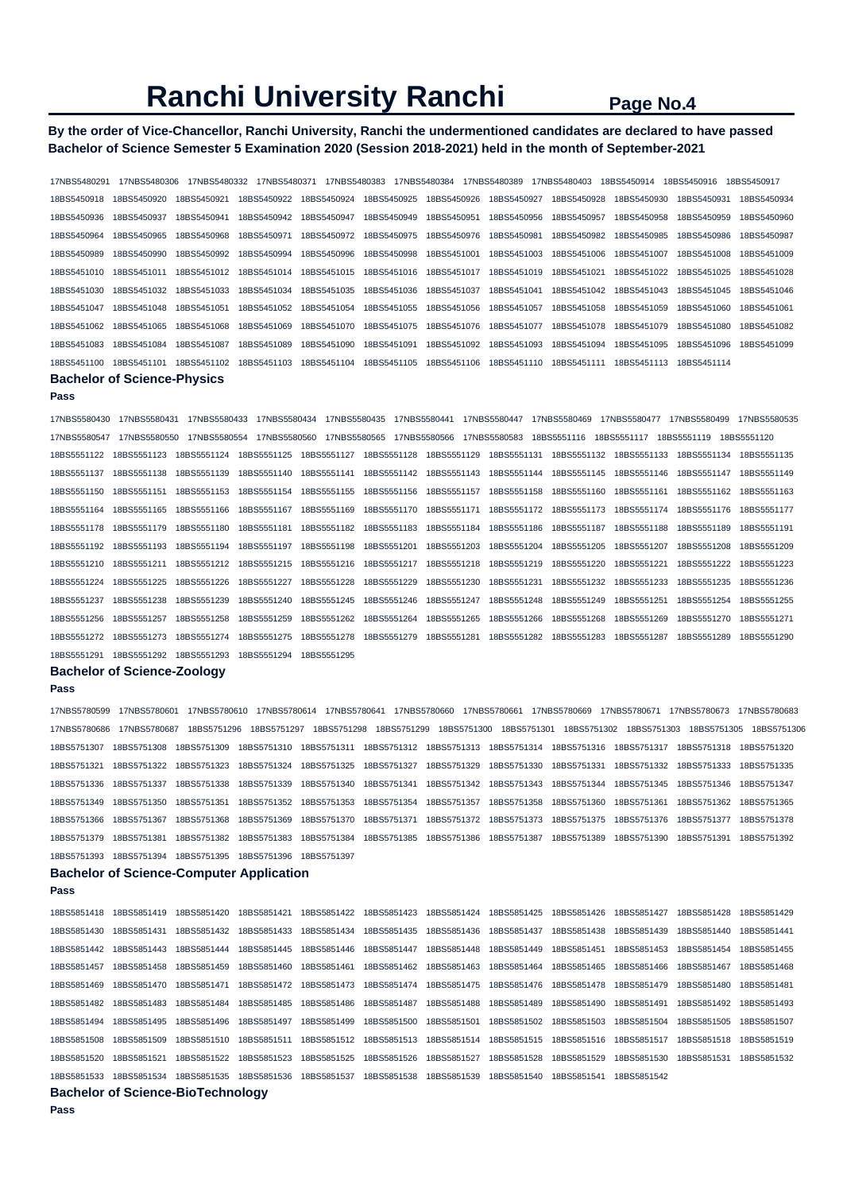# Ranchi University Ranchi

**By the order of Vice-Chancellor, Ranchi University, Ranchi the undermentioned candidates are declared to have passed Bachelor of Science Semester 5 Examination 2020 (Session 2018-2021) held in the month of September-2021**

17NBS5480291 17NBS5480306 17NBS5480332 17NBS5480371 17NBS5480383 17NBS5480384 17NBS5480389 17NBS5480403 18BS5450914 18BS5450916 18BS5450917
18BS5450918 18BS5450920 18BS5450921 18BS5450922 18BS5450924 18BS5450925 18BS5450926 18BS5450927 18BS5450928 18BS5450930 18BS5450931 18BS5450934
18BS5450936 18BS5450937 18BS5450941 18BS5450942 18BS5450947 18BS5450949 18BS5450951 18BS5450956 18BS5450957 18BS5450958 18BS5450959 18BS5450960
18BS5450964 18BS5450965 18BS5450968 18BS5450971 18BS5450972 18BS5450975 18BS5450976 18BS5450981 18BS5450982 18BS5450985 18BS5450986 18BS5450987
18BS5450989 18BS5450990 18BS5450992 18BS5450994 18BS5450996 18BS5450998 18BS5451001 18BS5451003 18BS5451006 18BS5451007 18BS5451008 18BS5451009
18BS5451010 18BS5451011 18BS5451012 18BS5451014 18BS5451015 18BS5451016 18BS5451017 18BS5451019 18BS5451021 18BS5451022 18BS5451025 18BS5451028
18BS5451030 18BS5451032 18BS5451033 18BS5451034 18BS5451035 18BS5451036 18BS5451037 18BS5451041 18BS5451042 18BS5451043 18BS5451045 18BS5451046
18BS5451047 18BS5451048 18BS5451051 18BS5451052 18BS5451054 18BS5451055 18BS5451056 18BS5451057 18BS5451058 18BS5451059 18BS5451060 18BS5451061
18BS5451062 18BS5451065 18BS5451068 18BS5451069 18BS5451070 18BS5451075 18BS5451076 18BS5451077 18BS5451078 18BS5451079 18BS5451080 18BS5451082
18BS5451083 18BS5451084 18BS5451087 18BS5451089 18BS5451090 18BS5451091 18BS5451092 18BS5451093 18BS5451094 18BS5451095 18BS5451096 18BS5451099
18BS5451100 18BS5451101 18BS5451102 18BS5451103 18BS5451104 18BS5451105 18BS5451106 18BS5451110 18BS5451111 18BS5451113 18BS5451114

## Bachelor of Science-Physics

**Pass**

17NBS5580430 17NBS5580431 17NBS5580433 17NBS5580434 17NBS5580435 17NBS5580441 17NBS5580447 17NBS5580469 17NBS5580477 17NBS5580499 17NBS5580535
17NBS5580547 17NBS5580550 17NBS5580554 17NBS5580560 17NBS5580565 17NBS5580566 17NBS5580583 18BS5551116 18BS5551117 18BS5551119 18BS5551120
18BS5551122 18BS5551123 18BS5551124 18BS5551125 18BS5551127 18BS5551128 18BS5551129 18BS5551131 18BS5551132 18BS5551133 18BS5551134 18BS5551135
18BS5551137 18BS5551138 18BS5551139 18BS5551140 18BS5551141 18BS5551142 18BS5551143 18BS5551144 18BS5551145 18BS5551146 18BS5551147 18BS5551149
18BS5551150 18BS5551151 18BS5551153 18BS5551154 18BS5551155 18BS5551156 18BS5551157 18BS5551158 18BS5551160 18BS5551161 18BS5551162 18BS5551163
18BS5551164 18BS5551165 18BS5551166 18BS5551167 18BS5551169 18BS5551170 18BS5551171 18BS5551172 18BS5551173 18BS5551174 18BS5551176 18BS5551177
18BS5551178 18BS5551179 18BS5551180 18BS5551181 18BS5551182 18BS5551183 18BS5551184 18BS5551186 18BS5551187 18BS5551188 18BS5551189 18BS5551191
18BS5551192 18BS5551193 18BS5551194 18BS5551197 18BS5551198 18BS5551201 18BS5551203 18BS5551204 18BS5551205 18BS5551207 18BS5551208 18BS5551209
18BS5551210 18BS5551211 18BS5551212 18BS5551215 18BS5551216 18BS5551217 18BS5551218 18BS5551219 18BS5551220 18BS5551221 18BS5551222 18BS5551223
18BS5551224 18BS5551225 18BS5551226 18BS5551227 18BS5551228 18BS5551229 18BS5551230 18BS5551231 18BS5551232 18BS5551233 18BS5551235 18BS5551236
18BS5551237 18BS5551238 18BS5551239 18BS5551240 18BS5551245 18BS5551246 18BS5551247 18BS5551248 18BS5551249 18BS5551251 18BS5551254 18BS5551255
18BS5551256 18BS5551257 18BS5551258 18BS5551259 18BS5551262 18BS5551264 18BS5551265 18BS5551266 18BS5551268 18BS5551269 18BS5551270 18BS5551271
18BS5551272 18BS5551273 18BS5551274 18BS5551275 18BS5551278 18BS5551279 18BS5551281 18BS5551282 18BS5551283 18BS5551287 18BS5551289 18BS5551290
18BS5551291 18BS5551292 18BS5551293 18BS5551294 18BS5551295

## Bachelor of Science-Zoology

**Pass**

17NBS5780599 17NBS5780601 17NBS5780610 17NBS5780614 17NBS5780641 17NBS5780660 17NBS5780661 17NBS5780669 17NBS5780671 17NBS5780673 17NBS5780683
17NBS5780686 17NBS5780687 18BS5751296 18BS5751297 18BS5751298 18BS5751299 18BS5751300 18BS5751301 18BS5751302 18BS5751303 18BS5751305 18BS5751306
18BS5751307 18BS5751308 18BS5751309 18BS5751310 18BS5751311 18BS5751312 18BS5751313 18BS5751314 18BS5751316 18BS5751317 18BS5751318 18BS5751320
18BS5751321 18BS5751322 18BS5751323 18BS5751324 18BS5751325 18BS5751327 18BS5751329 18BS5751330 18BS5751331 18BS5751332 18BS5751333 18BS5751335
18BS5751336 18BS5751337 18BS5751338 18BS5751339 18BS5751340 18BS5751341 18BS5751342 18BS5751343 18BS5751344 18BS5751345 18BS5751346 18BS5751347
18BS5751349 18BS5751350 18BS5751351 18BS5751352 18BS5751353 18BS5751354 18BS5751357 18BS5751358 18BS5751360 18BS5751361 18BS5751362 18BS5751365
18BS5751366 18BS5751367 18BS5751368 18BS5751369 18BS5751370 18BS5751371 18BS5751372 18BS5751373 18BS5751375 18BS5751376 18BS5751377 18BS5751378
18BS5751379 18BS5751381 18BS5751382 18BS5751383 18BS5751384 18BS5751385 18BS5751386 18BS5751387 18BS5751389 18BS5751390 18BS5751391 18BS5751392
18BS5751393 18BS5751394 18BS5751395 18BS5751396 18BS5751397

## Bachelor of Science-Computer Application

**Pass**

18BS5851418 18BS5851419 18BS5851420 18BS5851421 18BS5851422 18BS5851423 18BS5851424 18BS5851425 18BS5851426 18BS5851427 18BS5851428 18BS5851429
18BS5851430 18BS5851431 18BS5851432 18BS5851433 18BS5851434 18BS5851435 18BS5851436 18BS5851437 18BS5851438 18BS5851439 18BS5851440 18BS5851441
18BS5851442 18BS5851443 18BS5851444 18BS5851445 18BS5851446 18BS5851447 18BS5851448 18BS5851449 18BS5851451 18BS5851453 18BS5851454 18BS5851455
18BS5851457 18BS5851458 18BS5851459 18BS5851460 18BS5851461 18BS5851462 18BS5851463 18BS5851464 18BS5851465 18BS5851466 18BS5851467 18BS5851468
18BS5851469 18BS5851470 18BS5851471 18BS5851472 18BS5851473 18BS5851474 18BS5851475 18BS5851476 18BS5851478 18BS5851479 18BS5851480 18BS5851481
18BS5851482 18BS5851483 18BS5851484 18BS5851485 18BS5851486 18BS5851487 18BS5851488 18BS5851489 18BS5851490 18BS5851491 18BS5851492 18BS5851493
18BS5851494 18BS5851495 18BS5851496 18BS5851497 18BS5851499 18BS5851500 18BS5851501 18BS5851502 18BS5851503 18BS5851504 18BS5851505 18BS5851507
18BS5851508 18BS5851509 18BS5851510 18BS5851511 18BS5851512 18BS5851513 18BS5851514 18BS5851515 18BS5851516 18BS5851517 18BS5851518 18BS5851519
18BS5851520 18BS5851521 18BS5851522 18BS5851523 18BS5851525 18BS5851526 18BS5851527 18BS5851528 18BS5851529 18BS5851530 18BS5851531 18BS5851532
18BS5851533 18BS5851534 18BS5851535 18BS5851536 18BS5851537 18BS5851538 18BS5851539 18BS5851540 18BS5851541 18BS5851542

## Bachelor of Science-BioTechnology

**Pass**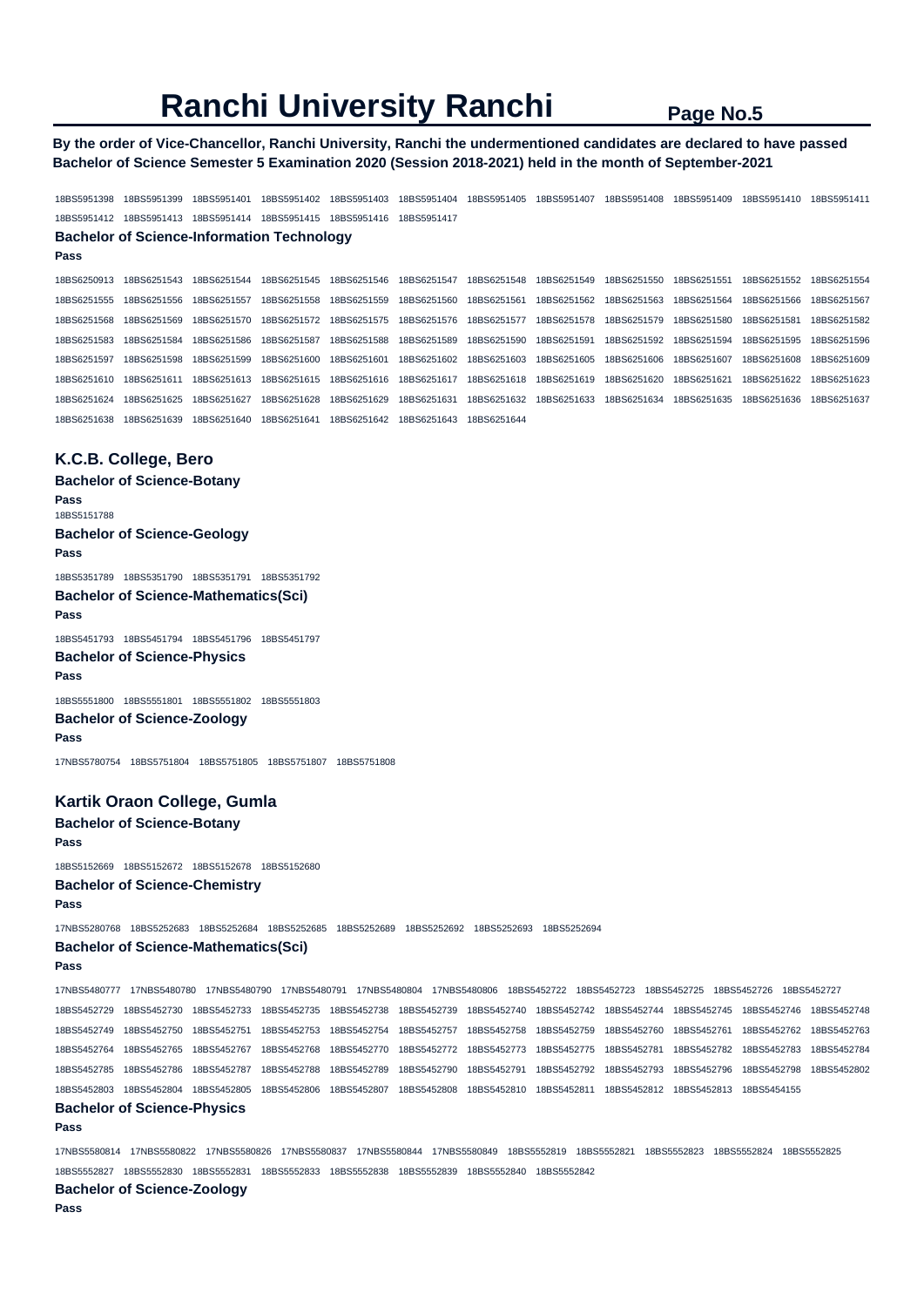# Ranchi University Ranchi

**By the order of Vice-Chancellor, Ranchi University, Ranchi the undermentioned candidates are declared to have passed Bachelor of Science Semester 5 Examination 2020 (Session 2018-2021) held in the month of September-2021**

18BS5951398 18BS5951399 18BS5951401 18BS5951402 18BS5951403 18BS5951404 18BS5951405 18BS5951407 18BS5951408 18BS5951409 18BS5951410 18BS5951411 18BS5951412 18BS5951413 18BS5951414 18BS5951415 18BS5951416 18BS5951417

### Bachelor of Science-Information Technology

**Pass**

18BS6250913 18BS6251543 18BS6251544 18BS6251545 18BS6251546 18BS6251547 18BS6251548 18BS6251549 18BS6251550 18BS6251551 18BS6251552 18BS6251554 18BS6251555 18BS6251556 18BS6251557 18BS6251558 18BS6251559 18BS6251560 18BS6251561 18BS6251562 18BS6251563 18BS6251564 18BS6251566 18BS6251567 18BS6251568 18BS6251569 18BS6251570 18BS6251572 18BS6251575 18BS6251576 18BS6251577 18BS6251578 18BS6251579 18BS6251580 18BS6251581 18BS6251582 18BS6251583 18BS6251584 18BS6251586 18BS6251587 18BS6251588 18BS6251589 18BS6251590 18BS6251591 18BS6251592 18BS6251594 18BS6251595 18BS6251596 18BS6251597 18BS6251598 18BS6251599 18BS6251600 18BS6251601 18BS6251602 18BS6251603 18BS6251605 18BS6251606 18BS6251607 18BS6251608 18BS6251609 18BS6251610 18BS6251611 18BS6251613 18BS6251615 18BS6251616 18BS6251617 18BS6251618 18BS6251619 18BS6251620 18BS6251621 18BS6251622 18BS6251623 18BS6251624 18BS6251625 18BS6251627 18BS6251628 18BS6251629 18BS6251631 18BS6251632 18BS6251633 18BS6251634 18BS6251635 18BS6251636 18BS6251637 18BS6251638 18BS6251639 18BS6251640 18BS6251641 18BS6251642 18BS6251643 18BS6251644

## K.C.B. College, Bero

### Bachelor of Science-Botany

**Pass**

18BS5151788

### Bachelor of Science-Geology

**Pass**

18BS5351789 18BS5351790 18BS5351791 18BS5351792

### Bachelor of Science-Mathematics(Sci)

**Pass**

18BS5451793 18BS5451794 18BS5451796 18BS5451797

### Bachelor of Science-Physics

**Pass**

18BS5551800 18BS5551801 18BS5551802 18BS5551803

### Bachelor of Science-Zoology

**Pass**

17NBS5780754 18BS5751804 18BS5751805 18BS5751807 18BS5751808

## Kartik Oraon College, Gumla

### Bachelor of Science-Botany

**Pass**

18BS5152669 18BS5152672 18BS5152678 18BS5152680

### Bachelor of Science-Chemistry

**Pass**

17NBS5280768 18BS5252683 18BS5252684 18BS5252685 18BS5252689 18BS5252692 18BS5252693 18BS5252694

### Bachelor of Science-Mathematics(Sci)

**Pass**

17NBS5480777 17NBS5480780 17NBS5480790 17NBS5480791 17NBS5480804 17NBS5480806 18BS5452722 18BS5452723 18BS5452725 18BS5452726 18BS5452727 18BS5452729 18BS5452730 18BS5452733 18BS5452735 18BS5452738 18BS5452739 18BS5452740 18BS5452742 18BS5452744 18BS5452745 18BS5452746 18BS5452748 18BS5452749 18BS5452750 18BS5452751 18BS5452753 18BS5452754 18BS5452757 18BS5452758 18BS5452759 18BS5452760 18BS5452761 18BS5452762 18BS5452763 18BS5452764 18BS5452765 18BS5452767 18BS5452768 18BS5452770 18BS5452772 18BS5452773 18BS5452775 18BS5452781 18BS5452782 18BS5452783 18BS5452784 18BS5452785 18BS5452786 18BS5452787 18BS5452788 18BS5452789 18BS5452790 18BS5452791 18BS5452792 18BS5452793 18BS5452796 18BS5452798 18BS5452802 18BS5452803 18BS5452804 18BS5452805 18BS5452806 18BS5452807 18BS5452808 18BS5452810 18BS5452811 18BS5452812 18BS5452813 18BS5454155

### Bachelor of Science-Physics

**Pass**

17NBS5580814 17NBS5580822 17NBS5580826 17NBS5580837 17NBS5580844 17NBS5580849 18BS5552819 18BS5552821 18BS5552823 18BS5552824 18BS5552825 18BS5552827 18BS5552830 18BS5552831 18BS5552833 18BS5552838 18BS5552839 18BS5552840 18BS5552842

### Bachelor of Science-Zoology

**Pass**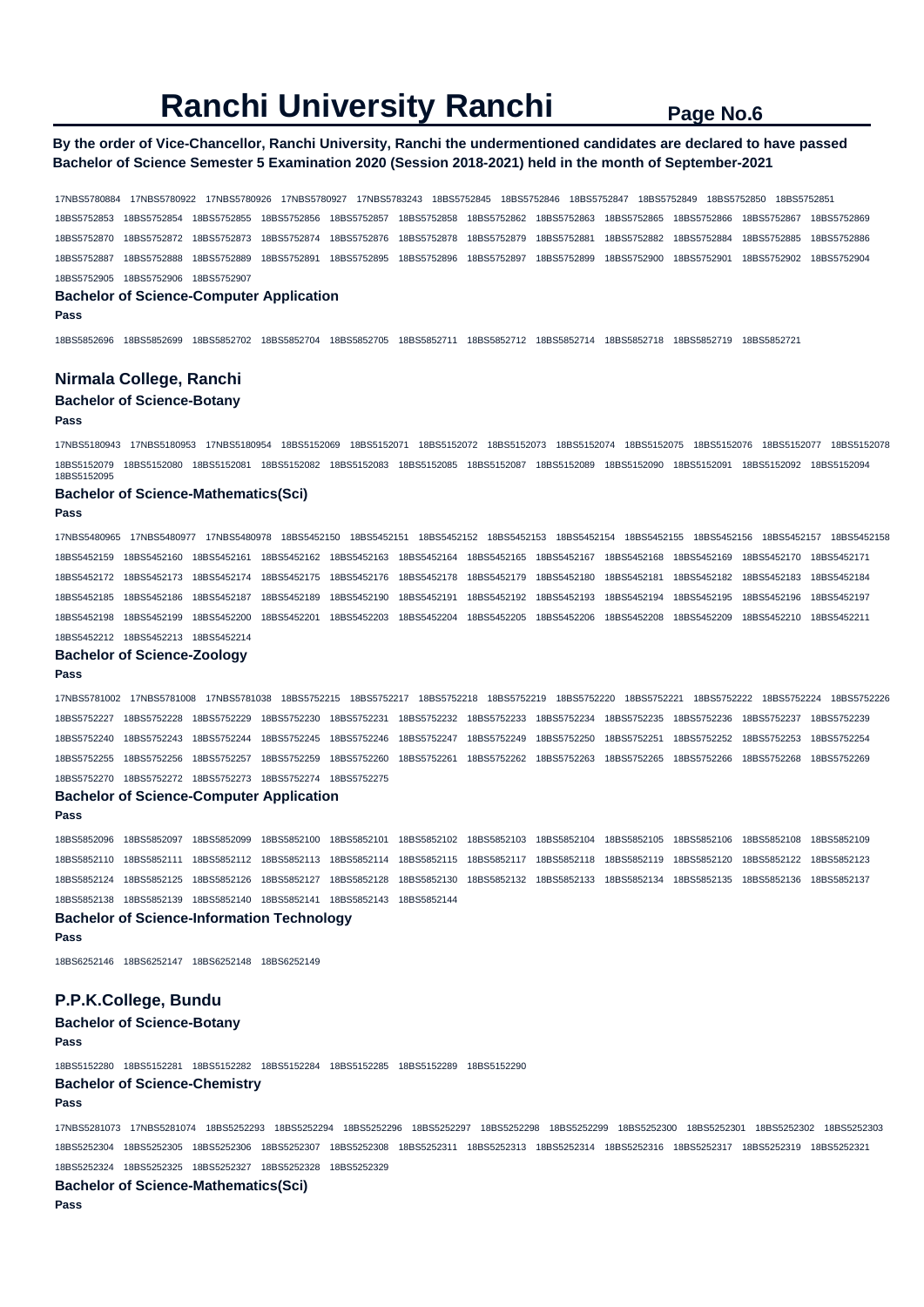# Ranchi University Ranchi

**By the order of Vice-Chancellor, Ranchi University, Ranchi the undermentioned candidates are declared to have passed Bachelor of Science Semester 5 Examination 2020 (Session 2018-2021) held in the month of September-2021**

17NBS5780884 17NBS5780922 17NBS5780926 17NBS5780927 17NBS5783243 18BS5752845 18BS5752846 18BS5752847 18BS5752849 18BS5752850 18BS5752851 18BS5752853 18BS5752854 18BS5752855 18BS5752856 18BS5752857 18BS5752858 18BS5752862 18BS5752863 18BS5752865 18BS5752866 18BS5752867 18BS5752869 18BS5752870 18BS5752872 18BS5752873 18BS5752874 18BS5752876 18BS5752878 18BS5752879 18BS5752881 18BS5752882 18BS5752884 18BS5752885 18BS5752886 18BS5752887 18BS5752888 18BS5752889 18BS5752891 18BS5752895 18BS5752896 18BS5752897 18BS5752899 18BS5752900 18BS5752901 18BS5752902 18BS5752904 18BS5752905 18BS5752906 18BS5752907

### Bachelor of Science-Computer Application

**Pass**

18BS5852696 18BS5852699 18BS5852702 18BS5852704 18BS5852705 18BS5852711 18BS5852712 18BS5852714 18BS5852718 18BS5852719 18BS5852721

## Nirmala College, Ranchi

### Bachelor of Science-Botany

**Pass**

17NBS5180943 17NBS5180953 17NBS5180954 18BS5152069 18BS5152071 18BS5152072 18BS5152073 18BS5152074 18BS5152075 18BS5152076 18BS5152077 18BS5152078 18BS5152079 18BS5152080 18BS5152081 18BS5152082 18BS5152083 18BS5152085 18BS5152087 18BS5152089 18BS5152090 18BS5152091 18BS5152092 18BS5152094 18BS5152095

### Bachelor of Science-Mathematics(Sci)

**Pass**

17NBS5480965 17NBS5480977 17NBS5480978 18BS5452150 18BS5452151 18BS5452152 18BS5452153 18BS5452154 18BS5452155 18BS5452156 18BS5452157 18BS5452158 18BS5452159 18BS5452160 18BS5452161 18BS5452162 18BS5452163 18BS5452164 18BS5452165 18BS5452167 18BS5452168 18BS5452169 18BS5452170 18BS5452171 18BS5452172 18BS5452173 18BS5452174 18BS5452175 18BS5452176 18BS5452178 18BS5452179 18BS5452180 18BS5452181 18BS5452182 18BS5452183 18BS5452184 18BS5452185 18BS5452186 18BS5452187 18BS5452189 18BS5452190 18BS5452191 18BS5452192 18BS5452193 18BS5452194 18BS5452195 18BS5452196 18BS5452197 18BS5452198 18BS5452199 18BS5452200 18BS5452201 18BS5452203 18BS5452204 18BS5452205 18BS5452206 18BS5452208 18BS5452209 18BS5452210 18BS5452211 18BS5452212 18BS5452213 18BS5452214

### Bachelor of Science-Zoology

**Pass**

17NBS5781002 17NBS5781008 17NBS5781038 18BS5752215 18BS5752217 18BS5752218 18BS5752219 18BS5752220 18BS5752221 18BS5752222 18BS5752224 18BS5752226 18BS5752227 18BS5752228 18BS5752229 18BS5752230 18BS5752231 18BS5752232 18BS5752233 18BS5752234 18BS5752235 18BS5752236 18BS5752237 18BS5752239 18BS5752240 18BS5752243 18BS5752244 18BS5752245 18BS5752246 18BS5752247 18BS5752249 18BS5752250 18BS5752251 18BS5752252 18BS5752253 18BS5752254 18BS5752255 18BS5752256 18BS5752257 18BS5752259 18BS5752260 18BS5752261 18BS5752262 18BS5752263 18BS5752265 18BS5752266 18BS5752268 18BS5752269 18BS5752270 18BS5752272 18BS5752273 18BS5752274 18BS5752275

### Bachelor of Science-Computer Application

**Pass**

18BS5852096 18BS5852097 18BS5852099 18BS5852100 18BS5852101 18BS5852102 18BS5852103 18BS5852104 18BS5852105 18BS5852106 18BS5852108 18BS5852109 18BS5852110 18BS5852111 18BS5852112 18BS5852113 18BS5852114 18BS5852115 18BS5852117 18BS5852118 18BS5852119 18BS5852120 18BS5852122 18BS5852123 18BS5852124 18BS5852125 18BS5852126 18BS5852127 18BS5852128 18BS5852130 18BS5852132 18BS5852133 18BS5852134 18BS5852135 18BS5852136 18BS5852137 18BS5852138 18BS5852139 18BS5852140 18BS5852141 18BS5852143 18BS5852144

### Bachelor of Science-Information Technology

**Pass**

18BS6252146 18BS6252147 18BS6252148 18BS6252149

## P.P.K.College, Bundu

### Bachelor of Science-Botany

**Pass**

18BS5152280 18BS5152281 18BS5152282 18BS5152284 18BS5152285 18BS5152289 18BS5152290

### Bachelor of Science-Chemistry

**Pass**

17NBS5281073 17NBS5281074 18BS5252293 18BS5252294 18BS5252296 18BS5252297 18BS5252298 18BS5252299 18BS5252300 18BS5252301 18BS5252302 18BS5252303 18BS5252304 18BS5252305 18BS5252306 18BS5252307 18BS5252308 18BS5252311 18BS5252313 18BS5252314 18BS5252316 18BS5252317 18BS5252319 18BS5252321 18BS5252324 18BS5252325 18BS5252327 18BS5252328 18BS5252329

### Bachelor of Science-Mathematics(Sci)

**Pass**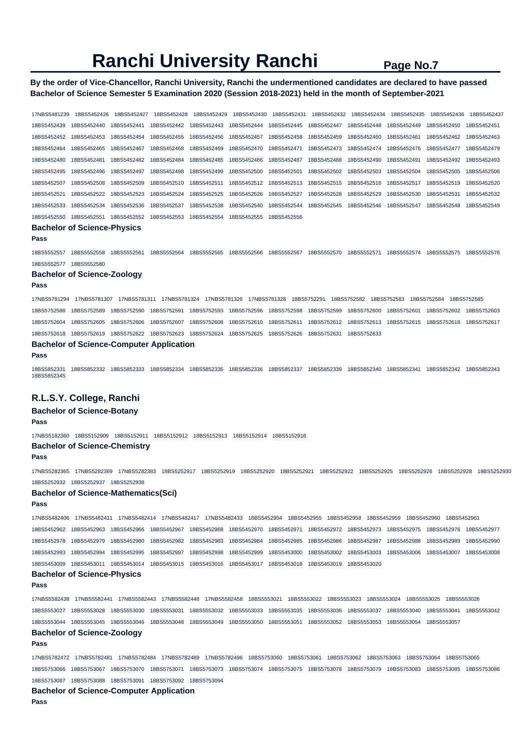# Ranchi University Ranchi

**By the order of Vice-Chancellor, Ranchi University, Ranchi the undermentioned candidates are declared to have passed Bachelor of Science Semester 5 Examination 2020 (Session 2018-2021) held in the month of September-2021**

17NBS5481239 18BS5452426 18BS5452427 18BS5452428 18BS5452429 18BS5452430 18BS5452431 18BS5452432 18BS5452434 18BS5452435 18BS5452436 18BS5452437 18BS5452439 18BS5452440 18BS5452441 18BS5452442 18BS5452443 18BS5452444 18BS5452445 18BS5452447 18BS5452448 18BS5452449 18BS5452450 18BS5452451 18BS5452452 18BS5452453 18BS5452454 18BS5452455 18BS5452456 18BS5452457 18BS5452458 18BS5452459 18BS5452460 18BS5452461 18BS5452462 18BS5452463 18BS5452464 18BS5452465 18BS5452467 18BS5452468 18BS5452469 18BS5452470 18BS5452471 18BS5452473 18BS5452474 18BS5452476 18BS5452477 18BS5452479 18BS5452480 18BS5452481 18BS5452482 18BS5452484 18BS5452485 18BS5452486 18BS5452487 18BS5452488 18BS5452490 18BS5452491 18BS5452492 18BS5452493 18BS5452495 18BS5452496 18BS5452497 18BS5452498 18BS5452499 18BS5452500 18BS5452501 18BS5452502 18BS5452503 18BS5452504 18BS5452505 18BS5452506 18BS5452507 18BS5452508 18BS5452509 18BS5452510 18BS5452511 18BS5452512 18BS5452513 18BS5452515 18BS5452516 18BS5452517 18BS5452519 18BS5452520 18BS5452521 18BS5452522 18BS5452523 18BS5452524 18BS5452525 18BS5452526 18BS5452527 18BS5452528 18BS5452529 18BS5452530 18BS5452531 18BS5452532 18BS5452533 18BS5452534 18BS5452536 18BS5452537 18BS5452538 18BS5452540 18BS5452544 18BS5452545 18BS5452546 18BS5452547 18BS5452548 18BS5452549 18BS5452550 18BS5452551 18BS5452552 18BS5452553 18BS5452554 18BS5452555 18BS5452556

### Bachelor of Science-Physics

**Pass**

18BS5552557 18BS5552558 18BS5552561 18BS5552564 18BS5552565 18BS5552566 18BS5552567 18BS5552570 18BS5552571 18BS5552574 18BS5552575 18BS5552576 18BS5552577 18BS5552580

### Bachelor of Science-Zoology

**Pass**

17NBS5781294 17NBS5781307 17NBS5781311 17NBS5781324 17NBS5781326 17NBS5781328 18BS5752291 18BS5752582 18BS5752583 18BS5752584 18BS5752585 18BS5752588 18BS5752589 18BS5752590 18BS5752591 18BS5752593 18BS5752596 18BS5752598 18BS5752599 18BS5752600 18BS5752601 18BS5752602 18BS5752603 18BS5752604 18BS5752605 18BS5752606 18BS5752607 18BS5752608 18BS5752610 18BS5752611 18BS5752612 18BS5752613 18BS5752615 18BS5752616 18BS5752617 18BS5752618 18BS5752619 18BS5752622 18BS5752623 18BS5752624 18BS5752625 18BS5752626 18BS5752631 18BS5752633

### Bachelor of Science-Computer Application

**Pass**

18BS5852331 18BS5852332 18BS5852333 18BS5852334 18BS5852335 18BS5852336 18BS5852337 18BS5852339 18BS5852340 18BS5852341 18BS5852342 18BS5852343 18BS5852345

## R.L.S.Y. College, Ranchi

### Bachelor of Science-Botany

**Pass**

17NBS5182360 18BS5152909 18BS5152911 18BS5152912 18BS5152913 18BS5152914 18BS5152916

### Bachelor of Science-Chemistry

**Pass**

17NBS5282365 17NBS5282369 17NBS5282383 18BS5252917 18BS5252919 18BS5252920 18BS5252921 18BS5252922 18BS5252925 18BS5252926 18BS5252928 18BS5252930 18BS5252932 18BS5252937 18BS5252938

### Bachelor of Science-Mathematics(Sci)

**Pass**

17NBS5482406 17NBS5482411 17NBS5482414 17NBS5482417 17NBS5482433 18BS5452954 18BS5452955 18BS5452958 18BS5452959 18BS5452960 18BS5452961 18BS5452962 18BS5452963 18BS5452966 18BS5452967 18BS5452968 18BS5452970 18BS5452971 18BS5452972 18BS5452973 18BS5452975 18BS5452976 18BS5452977 18BS5452978 18BS5452979 18BS5452980 18BS5452982 18BS5452983 18BS5452984 18BS5452985 18BS5452986 18BS5452987 18BS5452988 18BS5452989 18BS5452990 18BS5452993 18BS5452994 18BS5452995 18BS5452997 18BS5452998 18BS5452999 18BS5453000 18BS5453002 18BS5453003 18BS5453006 18BS5453007 18BS5453008 18BS5453009 18BS5453011 18BS5453014 18BS5453015 18BS5453016 18BS5453017 18BS5453018 18BS5453019 18BS5453020

### Bachelor of Science-Physics

**Pass**

17NBS5582438 17NBS5582441 17NBS5582443 17NBS5582448 17NBS5582458 18BS5553021 18BS5553022 18BS5553023 18BS5553024 18BS5553025 18BS5553026 18BS5553027 18BS5553028 18BS5553030 18BS5553031 18BS5553032 18BS5553033 18BS5553035 18BS5553036 18BS5553037 18BS5553040 18BS5553041 18BS5553042 18BS5553044 18BS5553045 18BS5553046 18BS5553048 18BS5553049 18BS5553050 18BS5553051 18BS5553052 18BS5553053 18BS5553054 18BS5553057

### Bachelor of Science-Zoology

**Pass**

17NBS5782472 17NBS5782481 17NBS5782484 17NBS5782489 17NBS5782496 18BS5753060 18BS5753061 18BS5753062 18BS5753063 18BS5753064 18BS5753065 18BS5753066 18BS5753067 18BS5753070 18BS5753071 18BS5753073 18BS5753074 18BS5753075 18BS5753078 18BS5753079 18BS5753083 18BS5753085 18BS5753086 18BS5753087 18BS5753088 18BS5753091 18BS5753092 18BS5753094

### Bachelor of Science-Computer Application

**Pass**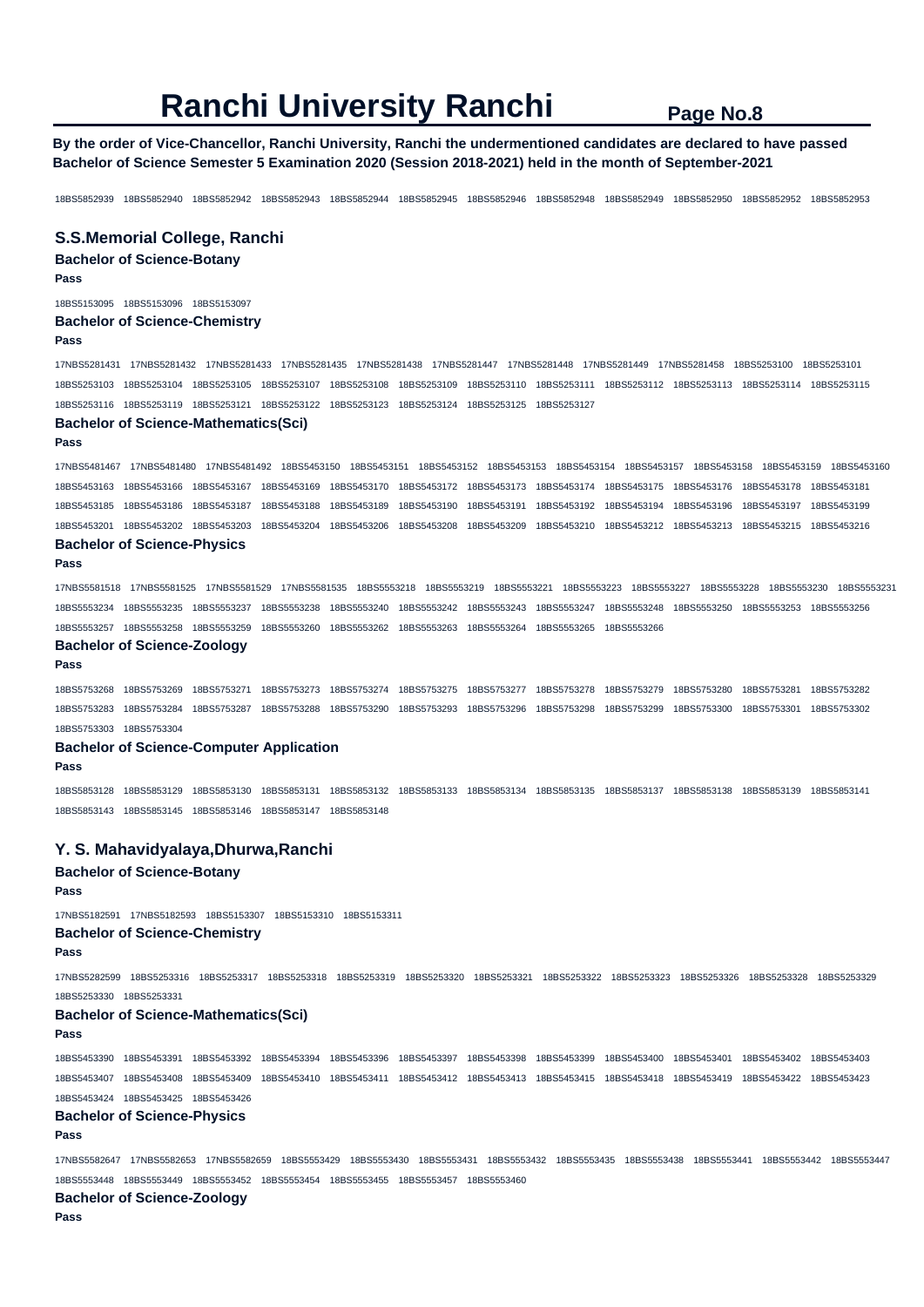# Ranchi University Ranchi

**By the order of Vice-Chancellor, Ranchi University, Ranchi the undermentioned candidates are declared to have passed Bachelor of Science Semester 5 Examination 2020 (Session 2018-2021) held in the month of September-2021**

18BS5852939 18BS5852940 18BS5852942 18BS5852943 18BS5852944 18BS5852945 18BS5852946 18BS5852948 18BS5852949 18BS5852950 18BS5852952 18BS5852953

## S.S.Memorial College, Ranchi

### Bachelor of Science-Botany

**Pass**

18BS5153095 18BS5153096 18BS5153097

### Bachelor of Science-Chemistry

**Pass**

17NBS5281431 17NBS5281432 17NBS5281433 17NBS5281435 17NBS5281438 17NBS5281447 17NBS5281448 17NBS5281449 17NBS5281458 18BS5253100 18BS5253101 18BS5253103 18BS5253104 18BS5253105 18BS5253107 18BS5253108 18BS5253109 18BS5253110 18BS5253111 18BS5253112 18BS5253113 18BS5253114 18BS5253115 18BS5253116 18BS5253119 18BS5253121 18BS5253122 18BS5253123 18BS5253124 18BS5253125 18BS5253127

### Bachelor of Science-Mathematics(Sci)

**Pass**

17NBS5481467 17NBS5481480 17NBS5481492 18BS5453150 18BS5453151 18BS5453152 18BS5453153 18BS5453154 18BS5453157 18BS5453158 18BS5453159 18BS5453160 18BS5453163 18BS5453166 18BS5453167 18BS5453169 18BS5453170 18BS5453172 18BS5453173 18BS5453174 18BS5453175 18BS5453176 18BS5453178 18BS5453181 18BS5453185 18BS5453186 18BS5453187 18BS5453188 18BS5453189 18BS5453190 18BS5453191 18BS5453192 18BS5453194 18BS5453196 18BS5453197 18BS5453199 18BS5453201 18BS5453202 18BS5453203 18BS5453204 18BS5453206 18BS5453208 18BS5453209 18BS5453210 18BS5453212 18BS5453213 18BS5453215 18BS5453216

### Bachelor of Science-Physics

**Pass**

17NBS5581518 17NBS5581525 17NBS5581529 17NBS5581535 18BS5553218 18BS5553219 18BS5553221 18BS5553223 18BS5553227 18BS5553228 18BS5553230 18BS5553231 18BS5553234 18BS5553235 18BS5553237 18BS5553238 18BS5553240 18BS5553242 18BS5553243 18BS5553247 18BS5553248 18BS5553250 18BS5553253 18BS5553256 18BS5553257 18BS5553258 18BS5553259 18BS5553260 18BS5553262 18BS5553263 18BS5553264 18BS5553265 18BS5553266

### Bachelor of Science-Zoology

**Pass**

18BS5753268 18BS5753269 18BS5753271 18BS5753273 18BS5753274 18BS5753275 18BS5753277 18BS5753278 18BS5753279 18BS5753280 18BS5753281 18BS5753282 18BS5753283 18BS5753284 18BS5753287 18BS5753288 18BS5753290 18BS5753293 18BS5753296 18BS5753298 18BS5753299 18BS5753300 18BS5753301 18BS5753302 18BS5753303 18BS5753304

### Bachelor of Science-Computer Application

**Pass**

18BS5853128 18BS5853129 18BS5853130 18BS5853131 18BS5853132 18BS5853133 18BS5853134 18BS5853135 18BS5853137 18BS5853138 18BS5853139 18BS5853141 18BS5853143 18BS5853145 18BS5853146 18BS5853147 18BS5853148

## Y. S. Mahavidyalaya,Dhurwa,Ranchi

### Bachelor of Science-Botany

**Pass**

17NBS5182591 17NBS5182593 18BS5153307 18BS5153310 18BS5153311

### Bachelor of Science-Chemistry

**Pass**

17NBS5282599 18BS5253316 18BS5253317 18BS5253318 18BS5253319 18BS5253320 18BS5253321 18BS5253322 18BS5253323 18BS5253326 18BS5253328 18BS5253329 18BS5253330 18BS5253331

### Bachelor of Science-Mathematics(Sci)

**Pass**

18BS5453390 18BS5453391 18BS5453392 18BS5453394 18BS5453396 18BS5453397 18BS5453398 18BS5453399 18BS5453400 18BS5453401 18BS5453402 18BS5453403 18BS5453407 18BS5453408 18BS5453409 18BS5453410 18BS5453411 18BS5453412 18BS5453413 18BS5453415 18BS5453418 18BS5453419 18BS5453422 18BS5453423 18BS5453424 18BS5453425 18BS5453426

### Bachelor of Science-Physics

**Pass**

17NBS5582647 17NBS5582653 17NBS5582659 18BS5553429 18BS5553430 18BS5553431 18BS5553432 18BS5553435 18BS5553438 18BS5553441 18BS5553442 18BS5553447 18BS5553448 18BS5553449 18BS5553452 18BS5553454 18BS5553455 18BS5553457 18BS5553460

### Bachelor of Science-Zoology

**Pass**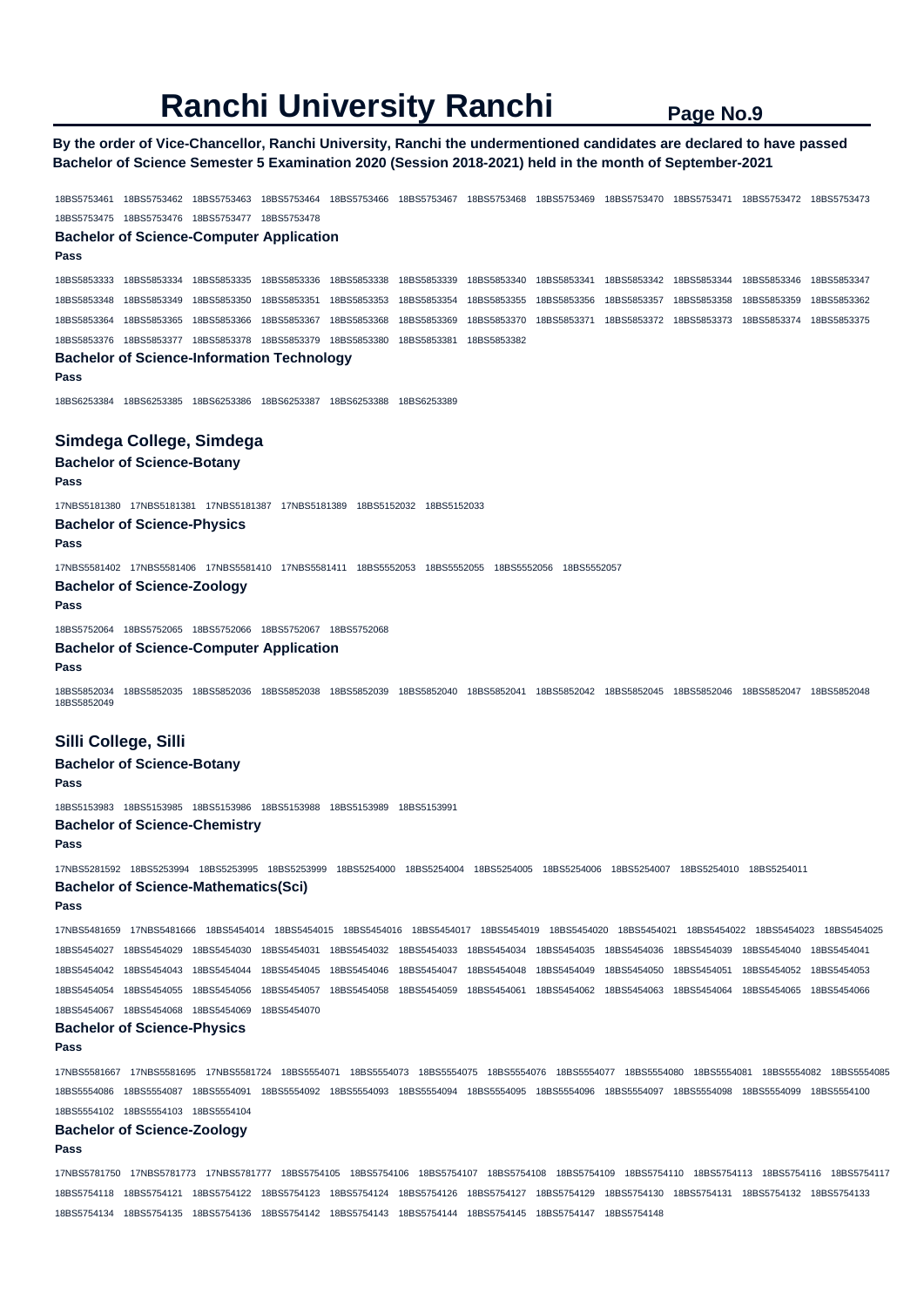# Ranchi University Ranchi

**By the order of Vice-Chancellor, Ranchi University, Ranchi the undermentioned candidates are declared to have passed Bachelor of Science Semester 5 Examination 2020 (Session 2018-2021) held in the month of September-2021**

18BS5753461 18BS5753462 18BS5753463 18BS5753464 18BS5753466 18BS5753467 18BS5753468 18BS5753469 18BS5753470 18BS5753471 18BS5753472 18BS5753473 18BS5753475 18BS5753476 18BS5753477 18BS5753478

### Bachelor of Science-Computer Application

**Pass**

18BS5853333 18BS5853334 18BS5853335 18BS5853336 18BS5853338 18BS5853339 18BS5853340 18BS5853341 18BS5853342 18BS5853344 18BS5853346 18BS5853347 18BS5853348 18BS5853349 18BS5853350 18BS5853351 18BS5853353 18BS5853354 18BS5853355 18BS5853356 18BS5853357 18BS5853358 18BS5853359 18BS5853362 18BS5853364 18BS5853365 18BS5853366 18BS5853367 18BS5853368 18BS5853369 18BS5853370 18BS5853371 18BS5853372 18BS5853373 18BS5853374 18BS5853375 18BS5853376 18BS5853377 18BS5853378 18BS5853379 18BS5853380 18BS5853381 18BS5853382

### Bachelor of Science-Information Technology

**Pass**

18BS6253384 18BS6253385 18BS6253386 18BS6253387 18BS6253388 18BS6253389

## Simdega College, Simdega

### Bachelor of Science-Botany

**Pass**

17NBS5181380 17NBS5181381 17NBS5181387 17NBS5181389 18BS5152032 18BS5152033

### Bachelor of Science-Physics

**Pass**

17NBS5581402 17NBS5581406 17NBS5581410 17NBS5581411 18BS5552053 18BS5552055 18BS5552056 18BS5552057

### Bachelor of Science-Zoology

**Pass**

18BS5752064 18BS5752065 18BS5752066 18BS5752067 18BS5752068

### Bachelor of Science-Computer Application

**Pass**

18BS5852034 18BS5852035 18BS5852036 18BS5852038 18BS5852039 18BS5852040 18BS5852041 18BS5852042 18BS5852045 18BS5852046 18BS5852047 18BS5852048 18BS5852049

## Silli College, Silli

### Bachelor of Science-Botany

**Pass**

18BS5153983 18BS5153985 18BS5153986 18BS5153988 18BS5153989 18BS5153991

### Bachelor of Science-Chemistry

**Pass**

17NBS5281592 18BS5253994 18BS5253995 18BS5253999 18BS5254000 18BS5254004 18BS5254005 18BS5254006 18BS5254007 18BS5254010 18BS5254011

### Bachelor of Science-Mathematics(Sci)

**Pass**

17NBS5481659 17NBS5481666 18BS5454014 18BS5454015 18BS5454016 18BS5454017 18BS5454019 18BS5454020 18BS5454021 18BS5454022 18BS5454023 18BS5454025 18BS5454027 18BS5454029 18BS5454030 18BS5454031 18BS5454032 18BS5454033 18BS5454034 18BS5454035 18BS5454036 18BS5454039 18BS5454040 18BS5454041 18BS5454042 18BS5454043 18BS5454044 18BS5454045 18BS5454046 18BS5454047 18BS5454048 18BS5454049 18BS5454050 18BS5454051 18BS5454052 18BS5454053 18BS5454054 18BS5454055 18BS5454056 18BS5454057 18BS5454058 18BS5454059 18BS5454061 18BS5454062 18BS5454063 18BS5454064 18BS5454065 18BS5454066 18BS5454067 18BS5454068 18BS5454069 18BS5454070

### Bachelor of Science-Physics

**Pass**

17NBS5581667 17NBS5581695 17NBS5581724 18BS5554071 18BS5554073 18BS5554075 18BS5554076 18BS5554077 18BS5554080 18BS5554081 18BS5554082 18BS5554085 18BS5554086 18BS5554087 18BS5554091 18BS5554092 18BS5554093 18BS5554094 18BS5554095 18BS5554096 18BS5554097 18BS5554098 18BS5554099 18BS5554100 18BS5554102 18BS5554103 18BS5554104

### Bachelor of Science-Zoology

**Pass**

17NBS5781750 17NBS5781773 17NBS5781777 18BS5754105 18BS5754106 18BS5754107 18BS5754108 18BS5754109 18BS5754110 18BS5754113 18BS5754116 18BS5754117 18BS5754118 18BS5754121 18BS5754122 18BS5754123 18BS5754124 18BS5754126 18BS5754127 18BS5754129 18BS5754130 18BS5754131 18BS5754132 18BS5754133 18BS5754134 18BS5754135 18BS5754136 18BS5754142 18BS5754143 18BS5754144 18BS5754145 18BS5754147 18BS5754148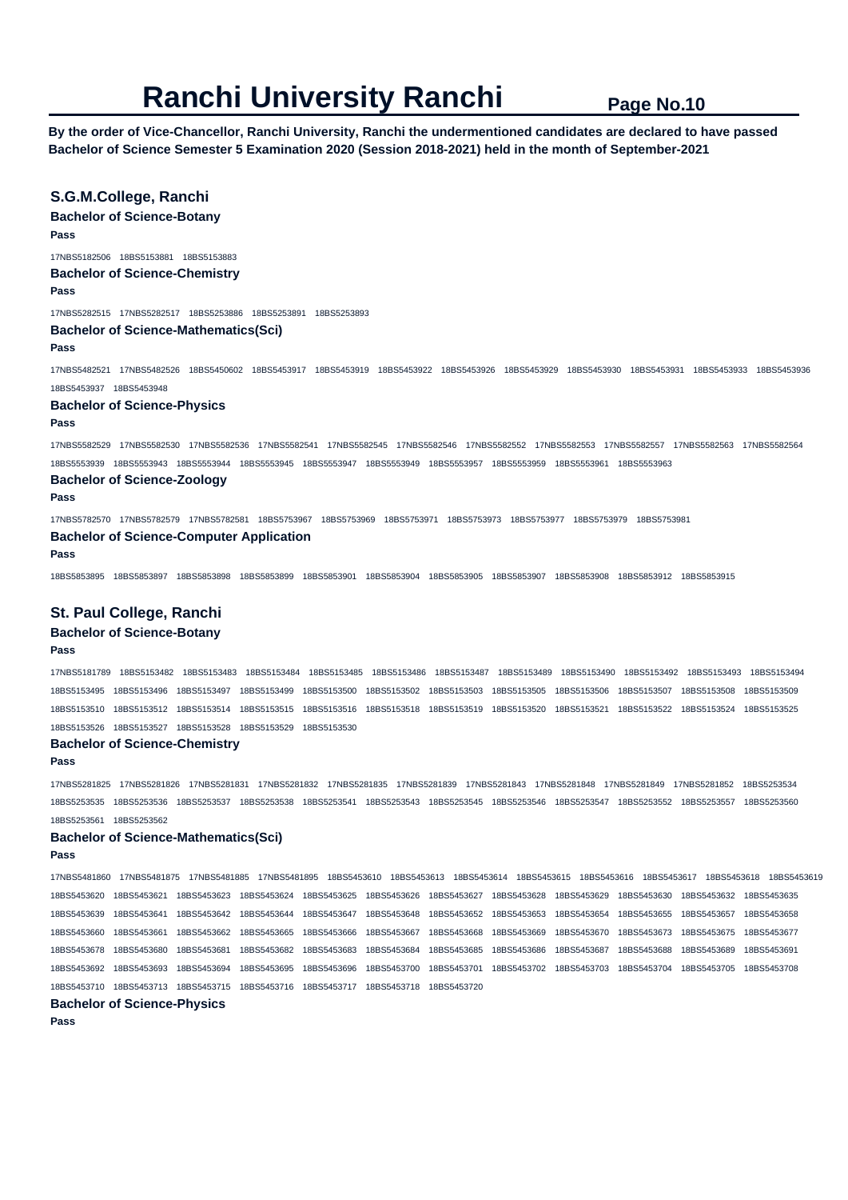# Ranchi University Ranchi

**By the order of Vice-Chancellor, Ranchi University, Ranchi the undermentioned candidates are declared to have passed Bachelor of Science Semester 5 Examination 2020 (Session 2018-2021) held in the month of September-2021**

## S.G.M.College, Ranchi

### Bachelor of Science-Botany

**Pass**

17NBS5182506 18BS5153881 18BS5153883

### Bachelor of Science-Chemistry

**Pass**

17NBS5282515 17NBS5282517 18BS5253886 18BS5253891 18BS5253893

### Bachelor of Science-Mathematics(Sci)

**Pass**

17NBS5482521 17NBS5482526 18BS5450602 18BS5453917 18BS5453919 18BS5453922 18BS5453926 18BS5453929 18BS5453930 18BS5453931 18BS5453933 18BS5453936 18BS5453937 18BS5453948

### Bachelor of Science-Physics

**Pass**

17NBS5582529 17NBS5582530 17NBS5582536 17NBS5582541 17NBS5582545 17NBS5582546 17NBS5582552 17NBS5582553 17NBS5582557 17NBS5582563 17NBS5582564 18BS5553939 18BS5553943 18BS5553944 18BS5553945 18BS5553947 18BS5553949 18BS5553957 18BS5553959 18BS5553961 18BS5553963

### Bachelor of Science-Zoology

**Pass**

17NBS5782570 17NBS5782579 17NBS5782581 18BS5753967 18BS5753969 18BS5753971 18BS5753973 18BS5753977 18BS5753979 18BS5753981

### Bachelor of Science-Computer Application

**Pass**

18BS5853895 18BS5853897 18BS5853898 18BS5853899 18BS5853901 18BS5853904 18BS5853905 18BS5853907 18BS5853908 18BS5853912 18BS5853915

## St. Paul College, Ranchi

### Bachelor of Science-Botany

**Pass**

17NBS5181789 18BS5153482 18BS5153483 18BS5153484 18BS5153485 18BS5153486 18BS5153487 18BS5153489 18BS5153490 18BS5153492 18BS5153493 18BS5153494 18BS5153495 18BS5153496 18BS5153497 18BS5153499 18BS5153500 18BS5153502 18BS5153503 18BS5153505 18BS5153506 18BS5153507 18BS5153508 18BS5153509 18BS5153510 18BS5153512 18BS5153514 18BS5153515 18BS5153516 18BS5153518 18BS5153519 18BS5153520 18BS5153521 18BS5153522 18BS5153524 18BS5153525 18BS5153526 18BS5153527 18BS5153528 18BS5153529 18BS5153530

### Bachelor of Science-Chemistry

**Pass**

17NBS5281825 17NBS5281826 17NBS5281831 17NBS5281832 17NBS5281835 17NBS5281839 17NBS5281843 17NBS5281848 17NBS5281849 17NBS5281852 18BS5253534 18BS5253535 18BS5253536 18BS5253537 18BS5253538 18BS5253541 18BS5253543 18BS5253545 18BS5253546 18BS5253547 18BS5253552 18BS5253557 18BS5253560 18BS5253561 18BS5253562

### Bachelor of Science-Mathematics(Sci)

**Pass**

17NBS5481860 17NBS5481875 17NBS5481885 17NBS5481895 18BS5453610 18BS5453613 18BS5453614 18BS5453615 18BS5453616 18BS5453617 18BS5453618 18BS5453619 18BS5453620 18BS5453621 18BS5453623 18BS5453624 18BS5453625 18BS5453626 18BS5453627 18BS5453628 18BS5453629 18BS5453630 18BS5453632 18BS5453635 18BS5453639 18BS5453641 18BS5453642 18BS5453644 18BS5453647 18BS5453648 18BS5453652 18BS5453653 18BS5453654 18BS5453655 18BS5453657 18BS5453658 18BS5453660 18BS5453661 18BS5453662 18BS5453665 18BS5453666 18BS5453667 18BS5453668 18BS5453669 18BS5453670 18BS5453673 18BS5453675 18BS5453677 18BS5453678 18BS5453680 18BS5453681 18BS5453682 18BS5453683 18BS5453684 18BS5453685 18BS5453686 18BS5453687 18BS5453688 18BS5453689 18BS5453691 18BS5453692 18BS5453693 18BS5453694 18BS5453695 18BS5453696 18BS5453700 18BS5453701 18BS5453702 18BS5453703 18BS5453704 18BS5453705 18BS5453708 18BS5453710 18BS5453713 18BS5453715 18BS5453716 18BS5453717 18BS5453718 18BS5453720

### Bachelor of Science-Physics

**Pass**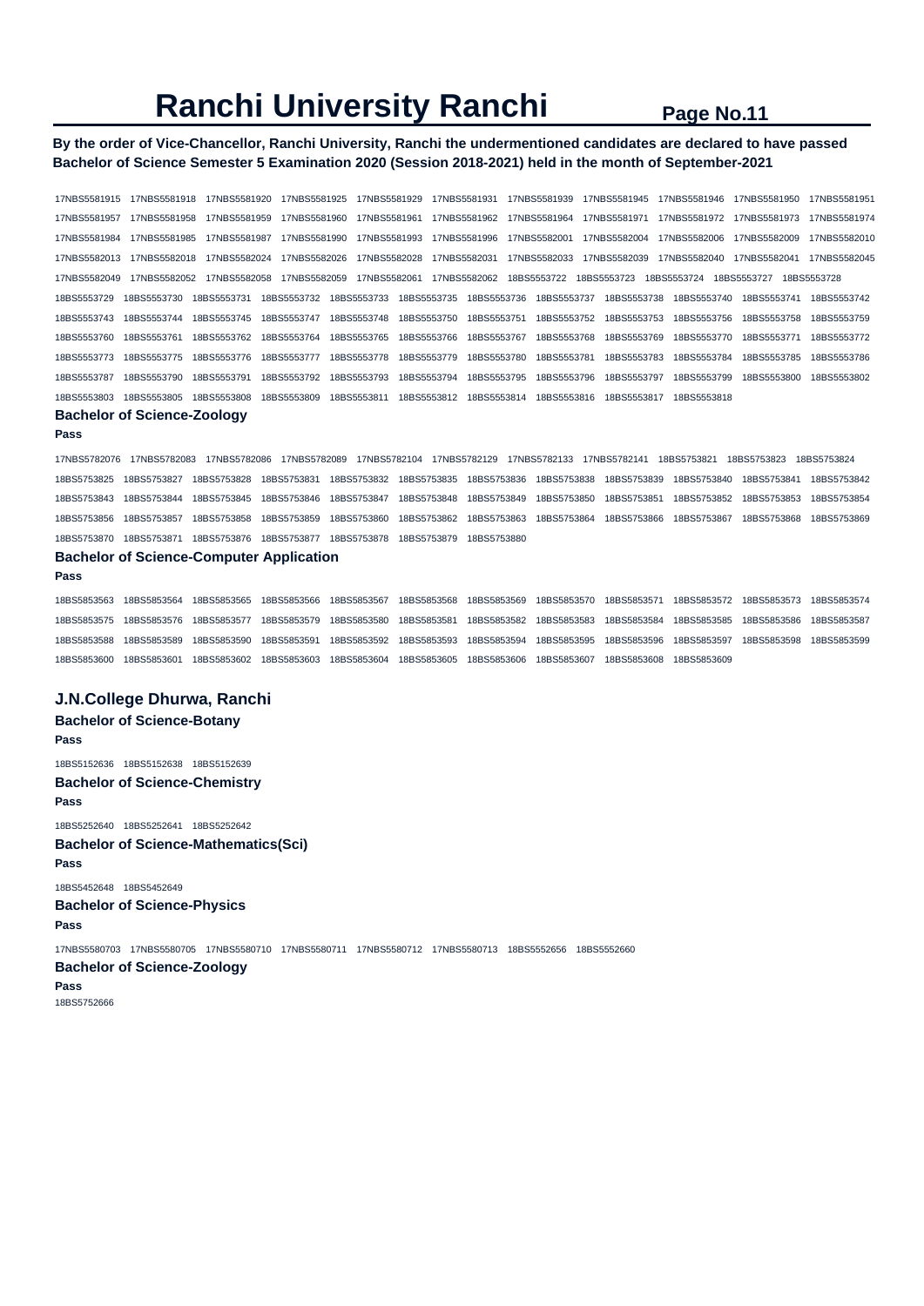# Ranchi University Ranchi

**By the order of Vice-Chancellor, Ranchi University, Ranchi the undermentioned candidates are declared to have passed Bachelor of Science Semester 5 Examination 2020 (Session 2018-2021) held in the month of September-2021**

17NBS5581915 17NBS5581918 17NBS5581920 17NBS5581925 17NBS5581929 17NBS5581931 17NBS5581939 17NBS5581945 17NBS5581946 17NBS5581950 17NBS5581951 17NBS5581957 17NBS5581958 17NBS5581959 17NBS5581960 17NBS5581961 17NBS5581962 17NBS5581964 17NBS5581971 17NBS5581972 17NBS5581973 17NBS5581974 17NBS5581984 17NBS5581985 17NBS5581987 17NBS5581990 17NBS5581993 17NBS5581996 17NBS5582001 17NBS5582004 17NBS5582006 17NBS5582009 17NBS5582010 17NBS5582013 17NBS5582018 17NBS5582024 17NBS5582026 17NBS5582028 17NBS5582031 17NBS5582033 17NBS5582039 17NBS5582040 17NBS5582041 17NBS5582045 17NBS5582049 17NBS5582052 17NBS5582058 17NBS5582059 17NBS5582061 17NBS5582062 18BS5553722 18BS5553723 18BS5553724 18BS5553727 18BS5553728 18BS5553729 18BS5553730 18BS5553731 18BS5553732 18BS5553733 18BS5553735 18BS5553736 18BS5553737 18BS5553738 18BS5553740 18BS5553741 18BS5553742 18BS5553743 18BS5553744 18BS5553745 18BS5553747 18BS5553748 18BS5553750 18BS5553751 18BS5553752 18BS5553753 18BS5553756 18BS5553758 18BS5553759 18BS5553760 18BS5553761 18BS5553762 18BS5553764 18BS5553765 18BS5553766 18BS5553767 18BS5553768 18BS5553769 18BS5553770 18BS5553771 18BS5553772 18BS5553773 18BS5553775 18BS5553776 18BS5553777 18BS5553778 18BS5553779 18BS5553780 18BS5553781 18BS5553783 18BS5553784 18BS5553785 18BS5553786 18BS5553787 18BS5553790 18BS5553791 18BS5553792 18BS5553793 18BS5553794 18BS5553795 18BS5553796 18BS5553797 18BS5553799 18BS5553800 18BS5553802 18BS5553803 18BS5553805 18BS5553808 18BS5553809 18BS5553811 18BS5553812 18BS5553814 18BS5553816 18BS5553817 18BS5553818

### Bachelor of Science-Zoology

**Pass**

17NBS5782076 17NBS5782083 17NBS5782086 17NBS5782089 17NBS5782104 17NBS5782129 17NBS5782133 17NBS5782141 18BS5753821 18BS5753823 18BS5753824 18BS5753825 18BS5753827 18BS5753828 18BS5753831 18BS5753832 18BS5753835 18BS5753836 18BS5753838 18BS5753839 18BS5753840 18BS5753841 18BS5753842 18BS5753843 18BS5753844 18BS5753845 18BS5753846 18BS5753847 18BS5753848 18BS5753849 18BS5753850 18BS5753851 18BS5753852 18BS5753853 18BS5753854 18BS5753856 18BS5753857 18BS5753858 18BS5753859 18BS5753860 18BS5753862 18BS5753863 18BS5753864 18BS5753866 18BS5753867 18BS5753868 18BS5753869 18BS5753870 18BS5753871 18BS5753876 18BS5753877 18BS5753878 18BS5753879 18BS5753880

### Bachelor of Science-Computer Application

**Pass**

18BS5853563 18BS5853564 18BS5853565 18BS5853566 18BS5853567 18BS5853568 18BS5853569 18BS5853570 18BS5853571 18BS5853572 18BS5853573 18BS5853574 18BS5853575 18BS5853576 18BS5853577 18BS5853579 18BS5853580 18BS5853581 18BS5853582 18BS5853583 18BS5853584 18BS5853585 18BS5853586 18BS5853587 18BS5853588 18BS5853589 18BS5853590 18BS5853591 18BS5853592 18BS5853593 18BS5853594 18BS5853595 18BS5853596 18BS5853597 18BS5853598 18BS5853599 18BS5853600 18BS5853601 18BS5853602 18BS5853603 18BS5853604 18BS5853605 18BS5853606 18BS5853607 18BS5853608 18BS5853609

## J.N.College Dhurwa, Ranchi

### Bachelor of Science-Botany

**Pass**

18BS5152636 18BS5152638 18BS5152639

### Bachelor of Science-Chemistry

**Pass**

18BS5252640 18BS5252641 18BS5252642

### Bachelor of Science-Mathematics(Sci)

**Pass**

18BS5452648 18BS5452649

### Bachelor of Science-Physics

**Pass**

17NBS5580703 17NBS5580705 17NBS5580710 17NBS5580711 17NBS5580712 17NBS5580713 18BS5552656 18BS5552660

### Bachelor of Science-Zoology

**Pass**

18BS5752666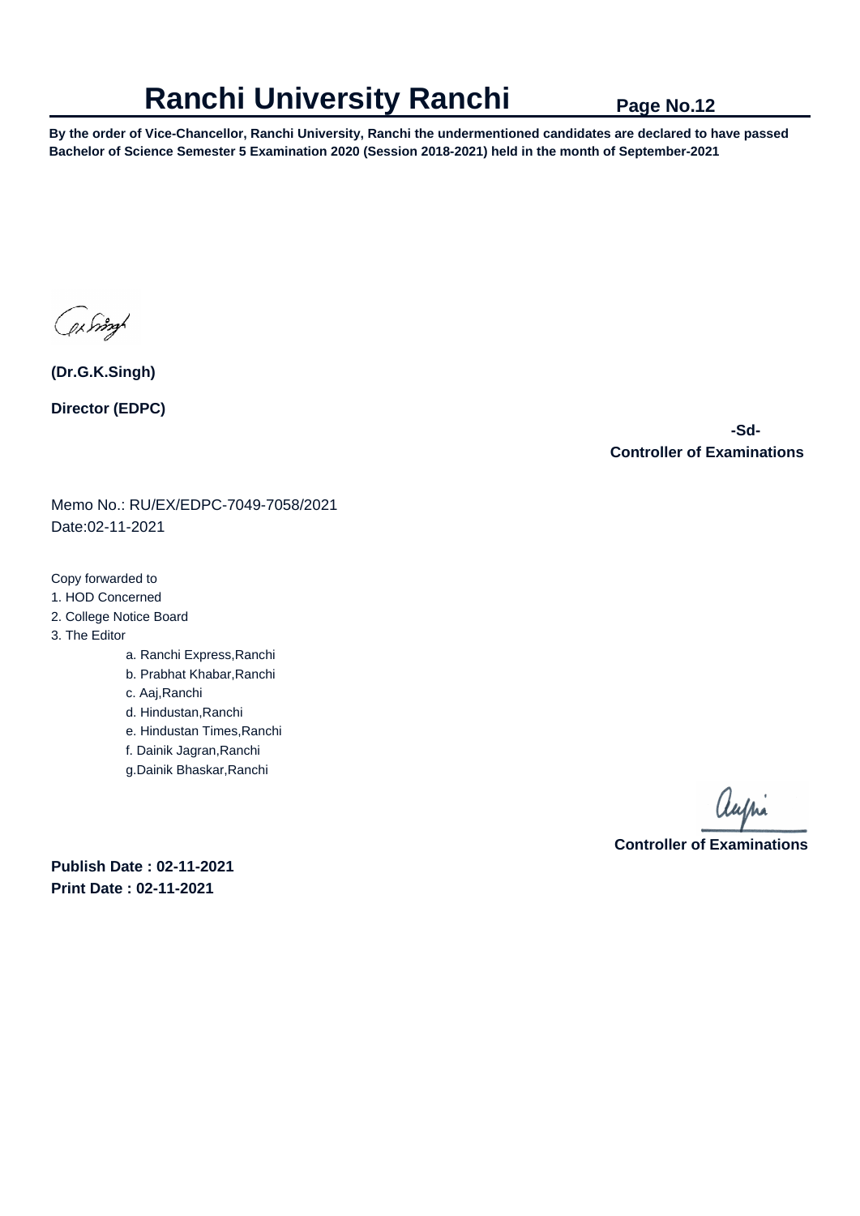# Ranchi University Ranchi

**Page No.12**

**By the order of Vice-Chancellor, Ranchi University, Ranchi the undermentioned candidates are declared to have passed Bachelor of Science Semester 5 Examination 2020 (Session 2018-2021) held in the month of September-2021**

**(Dr.G.K.Singh)**

**Director (EDPC)**

**-Sd-**

**Controller of Examinations**

Memo No.: RU/EX/EDPC-7049-7058/2021

Date:02-11-2021

Copy forwarded to

1. HOD Concerned
2. College Notice Board
3. The Editor
    - a. Ranchi Express,Ranchi
    - b. Prabhat Khabar,Ranchi
    - c. Aaj,Ranchi
    - d. Hindustan,Ranchi
    - e. Hindustan Times,Ranchi
    - f. Dainik Jagran,Ranchi
    - g.Dainik Bhaskar,Ranchi

**Controller of Examinations**

**Publish Date : 02-11-2021**

**Print Date : 02-11-2021**